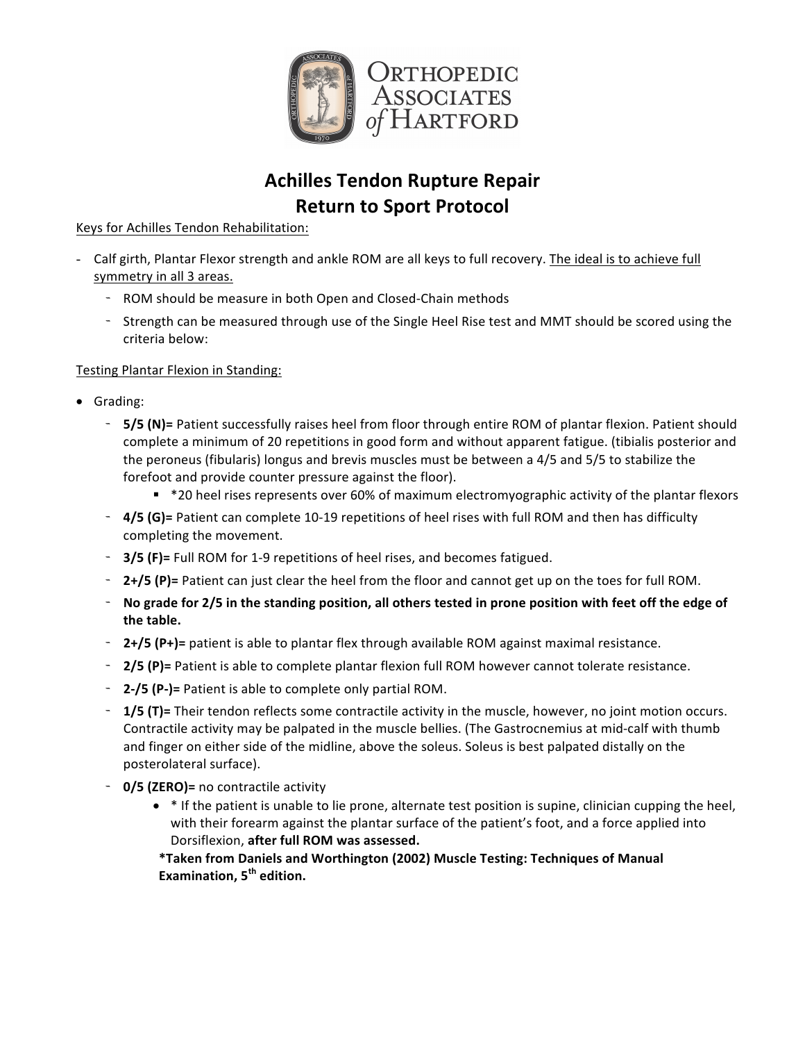# Achilles Tendon Rupture Repair
# Return to Sport Protocol

Keys for Achilles Tendon Rehabilitation:

- Calf girth, Plantar Flexor strength and ankle ROM are all keys to full recovery. The ideal is to achieve full symmetry in all 3 areas.
  - ROM should be measure in both Open and Closed-Chain methods
  - Strength can be measured through use of the Single Heel Rise test and MMT should be scored using the criteria below:

Testing Plantar Flexion in Standing:

- Grading:
  - **5/5 (N)=** Patient successfully raises heel from floor through entire ROM of plantar flexion. Patient should complete a minimum of 20 repetitions in good form and without apparent fatigue. (tibialis posterior and the peroneus (fibularis) longus and brevis muscles must be between a 4/5 and 5/5 to stabilize the forefoot and provide counter pressure against the floor).
    - *20 heel rises represents over 60% of maximum electromyographic activity of the plantar flexors
  - **4/5 (G)=** Patient can complete 10-19 repetitions of heel rises with full ROM and then has difficulty completing the movement.
  - **3/5 (F)=** Full ROM for 1-9 repetitions of heel rises, and becomes fatigued.
  - **2+/5 (P)=** Patient can just clear the heel from the floor and cannot get up on the toes for full ROM.
  - **No grade for 2/5 in the standing position, all others tested in prone position with feet off the edge of the table.**
  - **2+/5 (P+)=** patient is able to plantar flex through available ROM against maximal resistance.
  - **2/5 (P)=** Patient is able to complete plantar flexion full ROM however cannot tolerate resistance.
  - **2-/5 (P-)=** Patient is able to complete only partial ROM.
  - **1/5 (T)=** Their tendon reflects some contractile activity in the muscle, however, no joint motion occurs. Contractile activity may be palpated in the muscle bellies. (The Gastrocnemius at mid-calf with thumb and finger on either side of the midline, above the soleus. Soleus is best palpated distally on the posterolateral surface).
  - **0/5 (ZERO)=** no contractile activity
    - * If the patient is unable to lie prone, alternate test position is supine, clinician cupping the heel, with their forearm against the plantar surface of the patient's foot, and a force applied into Dorsiflexion, **after full ROM was assessed.**

    ***Taken from Daniels and Worthington (2002) Muscle Testing: Techniques of Manual Examination, 5th edition.**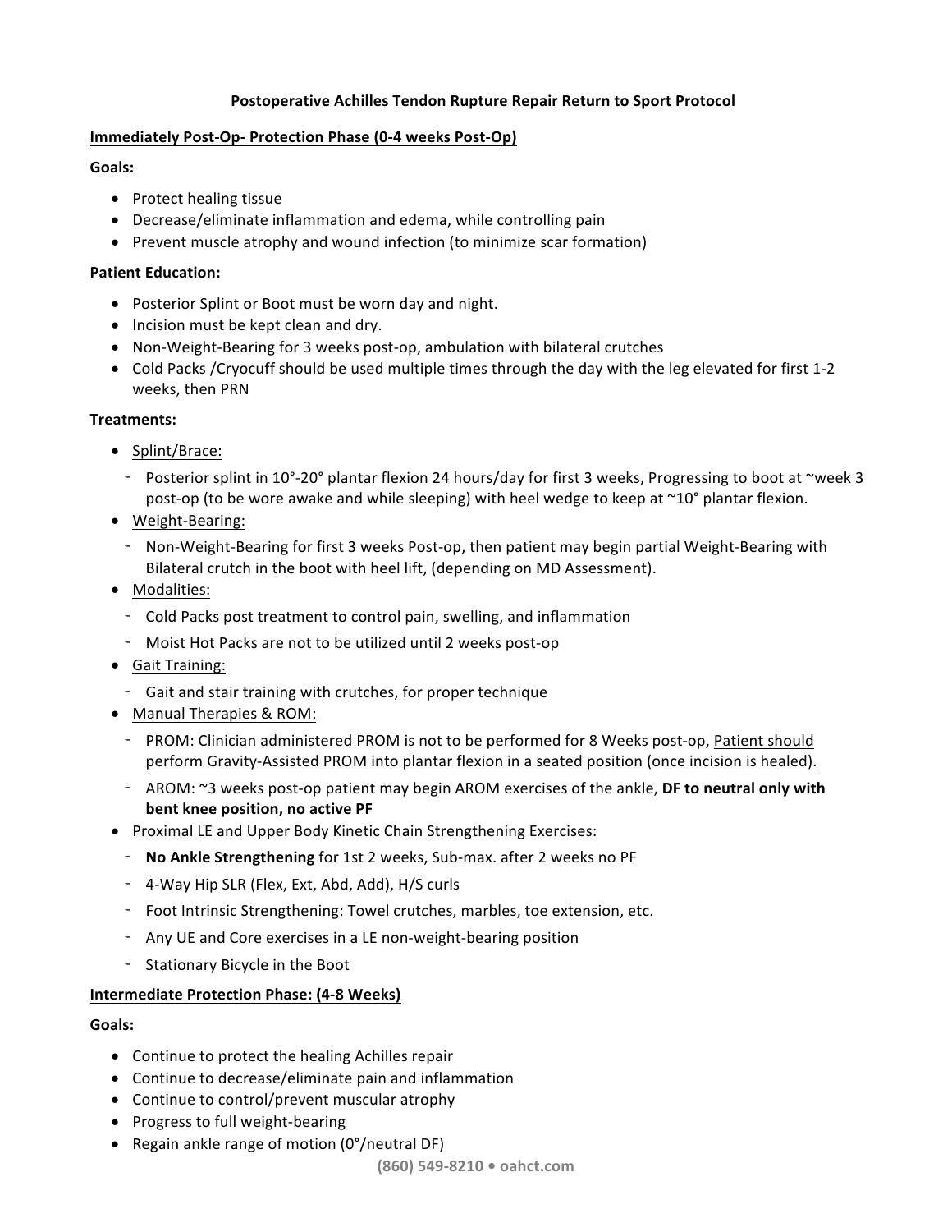# Postoperative Achilles Tendon Rupture Repair Return to Sport Protocol

## Immediately Post-Op- Protection Phase (0-4 weeks Post-Op)

**Goals:**

- Protect healing tissue
- Decrease/eliminate inflammation and edema, while controlling pain
- Prevent muscle atrophy and wound infection (to minimize scar formation)

**Patient Education:**

- Posterior Splint or Boot must be worn day and night.
- Incision must be kept clean and dry.
- Non-Weight-Bearing for 3 weeks post-op, ambulation with bilateral crutches
- Cold Packs /Cryocuff should be used multiple times through the day with the leg elevated for first 1-2 weeks, then PRN

**Treatments:**

- Splint/Brace:
  - Posterior splint in 10°-20° plantar flexion 24 hours/day for first 3 weeks, Progressing to boot at ~week 3 post-op (to be wore awake and while sleeping) with heel wedge to keep at ~10° plantar flexion.
- Weight-Bearing:
  - Non-Weight-Bearing for first 3 weeks Post-op, then patient may begin partial Weight-Bearing with Bilateral crutch in the boot with heel lift, (depending on MD Assessment).
- Modalities:
  - Cold Packs post treatment to control pain, swelling, and inflammation
  - Moist Hot Packs are not to be utilized until 2 weeks post-op
- Gait Training:
  - Gait and stair training with crutches, for proper technique
- Manual Therapies & ROM:
  - PROM: Clinician administered PROM is not to be performed for 8 Weeks post-op, Patient should perform Gravity-Assisted PROM into plantar flexion in a seated position (once incision is healed).
  - AROM: ~3 weeks post-op patient may begin AROM exercises of the ankle, **DF to neutral only with bent knee position, no active PF**
- Proximal LE and Upper Body Kinetic Chain Strengthening Exercises:
  - **No Ankle Strengthening** for 1st 2 weeks, Sub-max. after 2 weeks no PF
  - 4-Way Hip SLR (Flex, Ext, Abd, Add), H/S curls
  - Foot Intrinsic Strengthening: Towel crutches, marbles, toe extension, etc.
  - Any UE and Core exercises in a LE non-weight-bearing position
  - Stationary Bicycle in the Boot

## Intermediate Protection Phase: (4-8 Weeks)

**Goals:**

- Continue to protect the healing Achilles repair
- Continue to decrease/eliminate pain and inflammation
- Continue to control/prevent muscular atrophy
- Progress to full weight-bearing
- Regain ankle range of motion (0°/neutral DF)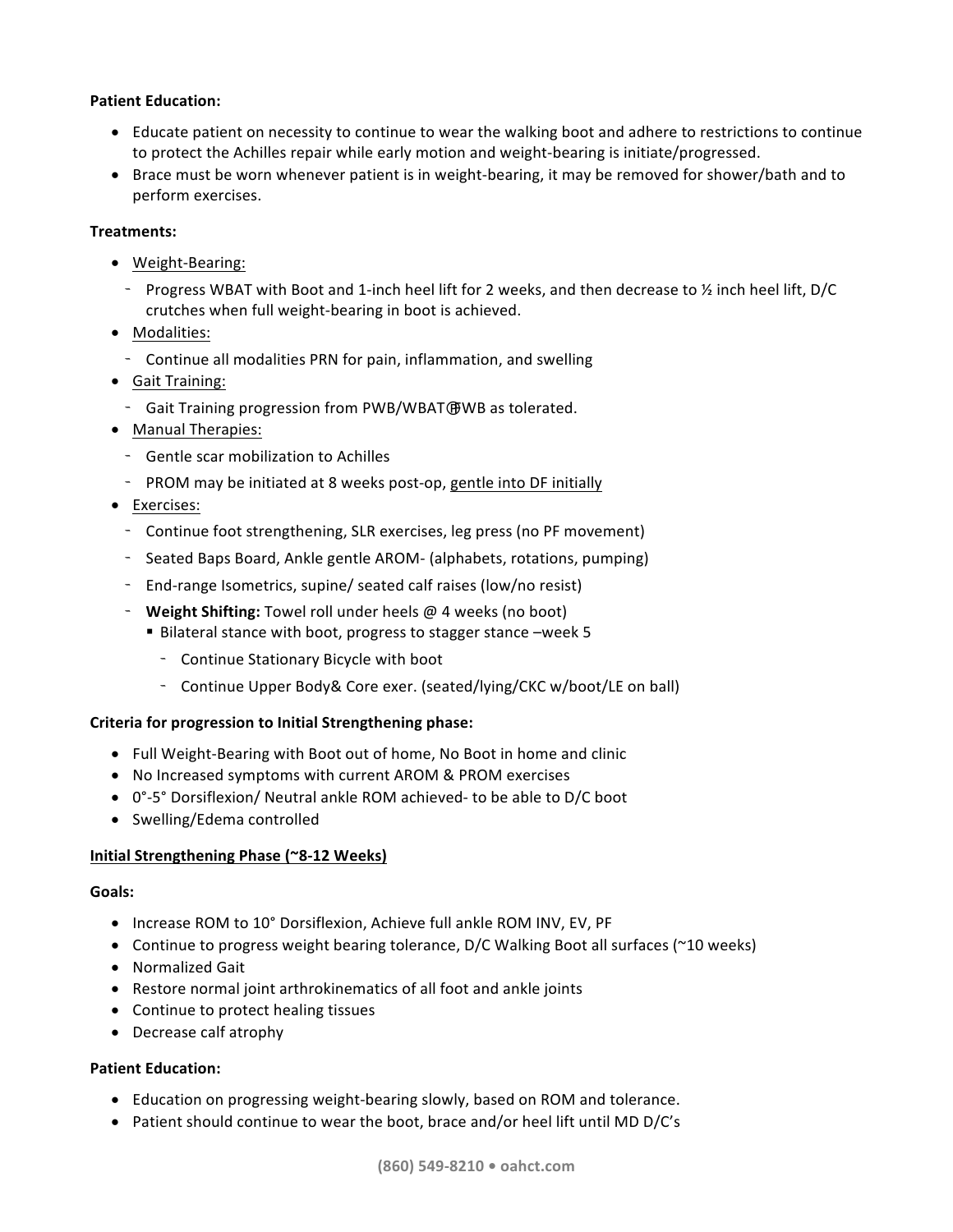**Patient Education:**

- Educate patient on necessity to continue to wear the walking boot and adhere to restrictions to continue to protect the Achilles repair while early motion and weight-bearing is initiate/progressed.
- Brace must be worn whenever patient is in weight-bearing, it may be removed for shower/bath and to perform exercises.

**Treatments:**

- Weight-Bearing:
  - Progress WBAT with Boot and 1-inch heel lift for 2 weeks, and then decrease to ½ inch heel lift, D/C crutches when full weight-bearing in boot is achieved.
- Modalities:
  - Continue all modalities PRN for pain, inflammation, and swelling
- Gait Training:
  - Gait Training progression from PWB/WBAT→FWB as tolerated.
- Manual Therapies:
  - Gentle scar mobilization to Achilles
  - PROM may be initiated at 8 weeks post-op, gentle into DF initially
- Exercises:
  - Continue foot strengthening, SLR exercises, leg press (no PF movement)
  - Seated Baps Board, Ankle gentle AROM- (alphabets, rotations, pumping)
  - End-range Isometrics, supine/ seated calf raises (low/no resist)
  - **Weight Shifting:** Towel roll under heels @ 4 weeks (no boot)
    - Bilateral stance with boot, progress to stagger stance –week 5
      - Continue Stationary Bicycle with boot
      - Continue Upper Body& Core exer. (seated/lying/CKC w/boot/LE on ball)

**Criteria for progression to Initial Strengthening phase:**

- Full Weight-Bearing with Boot out of home, No Boot in home and clinic
- No Increased symptoms with current AROM & PROM exercises
- 0°-5° Dorsiflexion/ Neutral ankle ROM achieved- to be able to D/C boot
- Swelling/Edema controlled

**Initial Strengthening Phase (~8-12 Weeks)**

**Goals:**

- Increase ROM to 10° Dorsiflexion, Achieve full ankle ROM INV, EV, PF
- Continue to progress weight bearing tolerance, D/C Walking Boot all surfaces (~10 weeks)
- Normalized Gait
- Restore normal joint arthrokinematics of all foot and ankle joints
- Continue to protect healing tissues
- Decrease calf atrophy

**Patient Education:**

- Education on progressing weight-bearing slowly, based on ROM and tolerance.
- Patient should continue to wear the boot, brace and/or heel lift until MD D/C's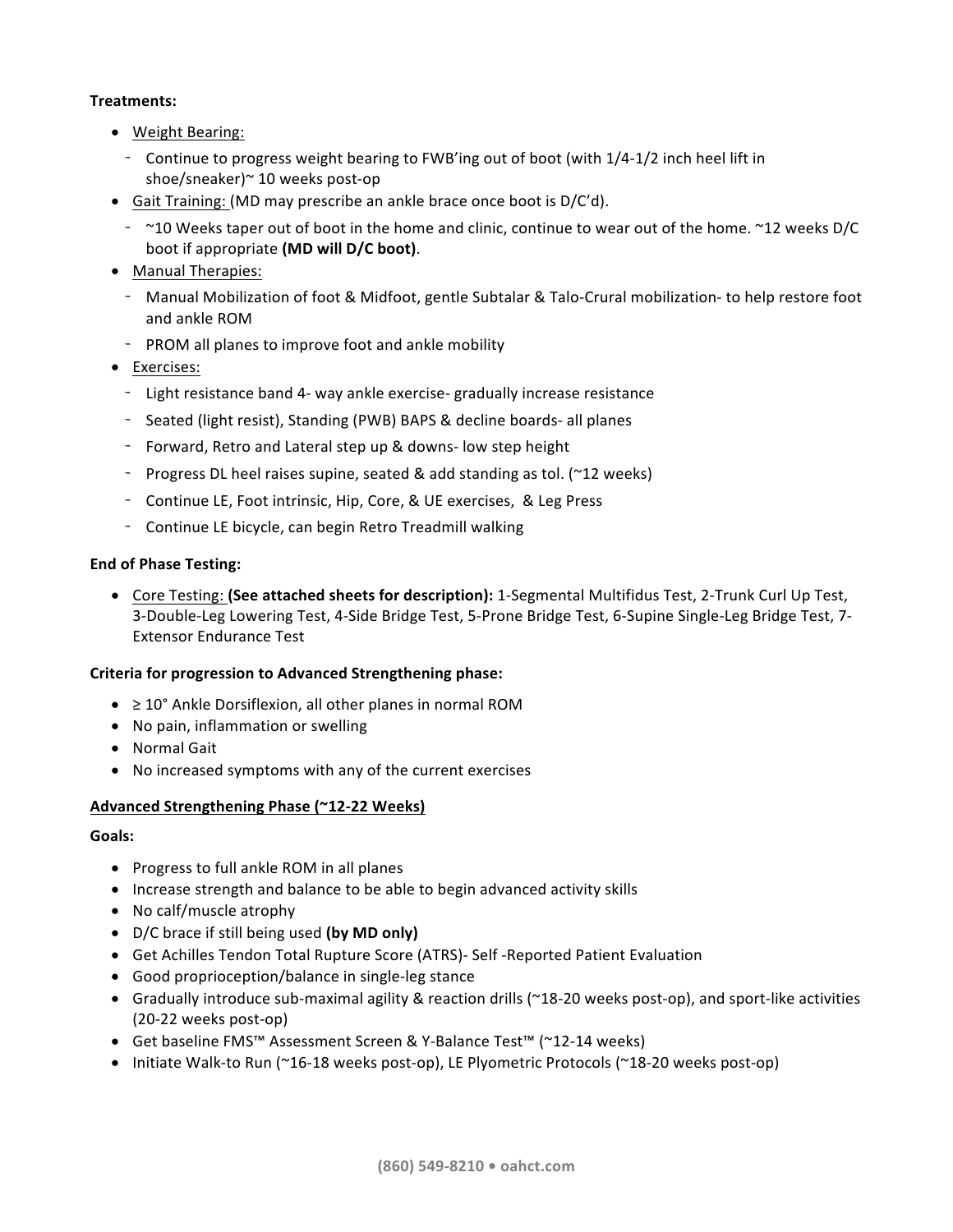**Treatments:**

- <u>Weight Bearing:</u>
  - Continue to progress weight bearing to FWB'ing out of boot (with 1/4-1/2 inch heel lift in shoe/sneaker)~ 10 weeks post-op
- <u>Gait Training:</u> (MD may prescribe an ankle brace once boot is D/C'd).
  - ~10 Weeks taper out of boot in the home and clinic, continue to wear out of the home. ~12 weeks D/C boot if appropriate **(MD will D/C boot)**.
- <u>Manual Therapies:</u>
  - Manual Mobilization of foot & Midfoot, gentle Subtalar & Talo-Crural mobilization- to help restore foot and ankle ROM
  - PROM all planes to improve foot and ankle mobility
- <u>Exercises:</u>
  - Light resistance band 4- way ankle exercise- gradually increase resistance
  - Seated (light resist), Standing (PWB) BAPS & decline boards- all planes
  - Forward, Retro and Lateral step up & downs- low step height
  - Progress DL heel raises supine, seated & add standing as tol. (~12 weeks)
  - Continue LE, Foot intrinsic, Hip, Core, & UE exercises, & Leg Press
  - Continue LE bicycle, can begin Retro Treadmill walking

**End of Phase Testing:**

- <u>Core Testing:</u> **(See attached sheets for description):** 1-Segmental Multifidus Test, 2-Trunk Curl Up Test, 3-Double-Leg Lowering Test, 4-Side Bridge Test, 5-Prone Bridge Test, 6-Supine Single-Leg Bridge Test, 7-Extensor Endurance Test

**Criteria for progression to Advanced Strengthening phase:**

- ≥ 10° Ankle Dorsiflexion, all other planes in normal ROM
- No pain, inflammation or swelling
- Normal Gait
- No increased symptoms with any of the current exercises

**<u>Advanced Strengthening Phase (~12-22 Weeks)</u>**

**Goals:**

- Progress to full ankle ROM in all planes
- Increase strength and balance to be able to begin advanced activity skills
- No calf/muscle atrophy
- D/C brace if still being used **(by MD only)**
- Get Achilles Tendon Total Rupture Score (ATRS)- Self -Reported Patient Evaluation
- Good proprioception/balance in single-leg stance
- Gradually introduce sub-maximal agility & reaction drills (~18-20 weeks post-op), and sport-like activities (20-22 weeks post-op)
- Get baseline FMS™ Assessment Screen & Y-Balance Test™ (~12-14 weeks)
- Initiate Walk-to Run (~16-18 weeks post-op), LE Plyometric Protocols (~18-20 weeks post-op)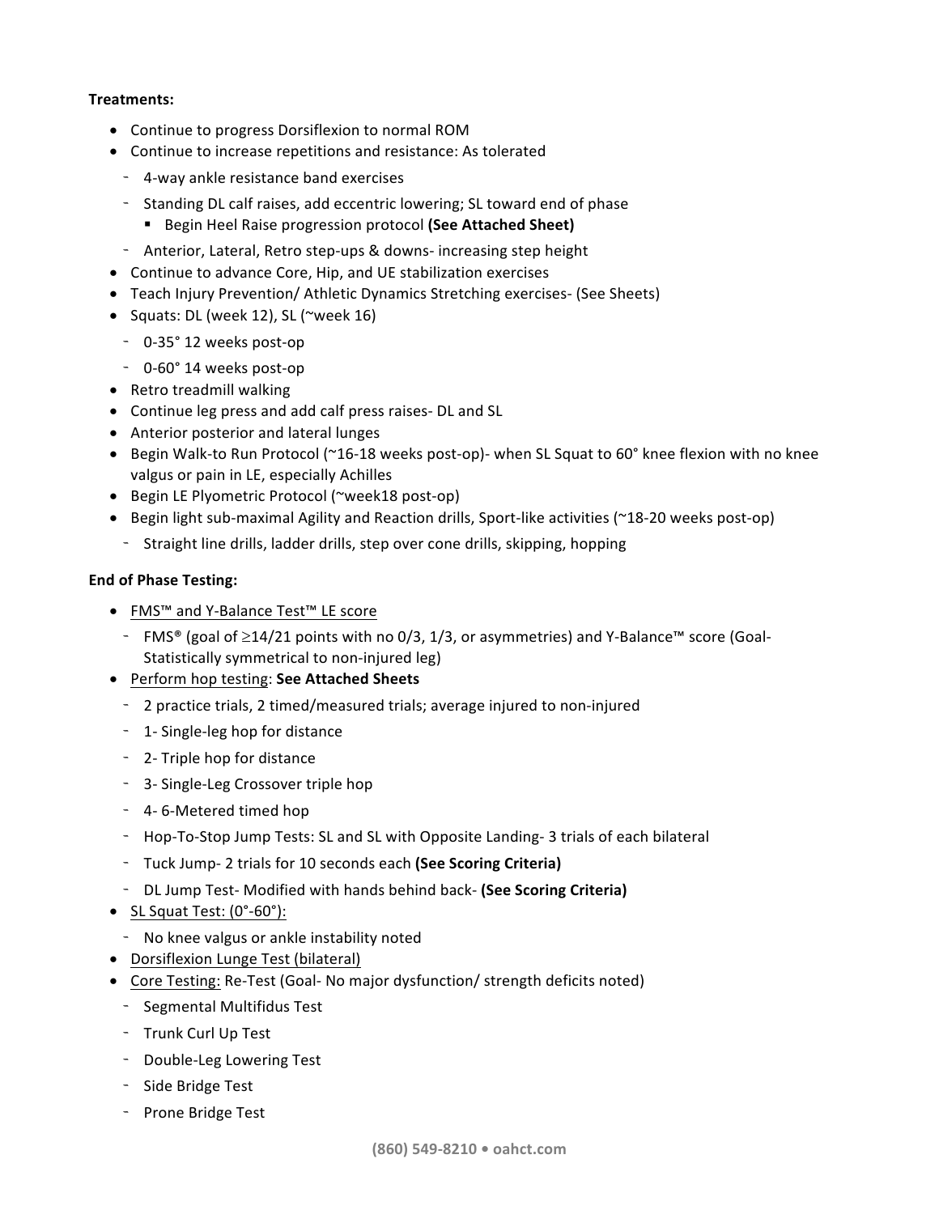**Treatments:**

- Continue to progress Dorsiflexion to normal ROM
- Continue to increase repetitions and resistance: As tolerated
  - 4-way ankle resistance band exercises
  - Standing DL calf raises, add eccentric lowering; SL toward end of phase
    - Begin Heel Raise progression protocol **(See Attached Sheet)**
  - Anterior, Lateral, Retro step-ups & downs- increasing step height
- Continue to advance Core, Hip, and UE stabilization exercises
- Teach Injury Prevention/ Athletic Dynamics Stretching exercises- (See Sheets)
- Squats: DL (week 12), SL (~week 16)
  - 0-35° 12 weeks post-op
  - 0-60° 14 weeks post-op
- Retro treadmill walking
- Continue leg press and add calf press raises- DL and SL
- Anterior posterior and lateral lunges
- Begin Walk-to Run Protocol (~16-18 weeks post-op)- when SL Squat to 60° knee flexion with no knee valgus or pain in LE, especially Achilles
- Begin LE Plyometric Protocol (~week18 post-op)
- Begin light sub-maximal Agility and Reaction drills, Sport-like activities (~18-20 weeks post-op)
  - Straight line drills, ladder drills, step over cone drills, skipping, hopping

**End of Phase Testing:**

- FMS™ and Y-Balance Test™ LE score
  - FMS® (goal of ≥14/21 points with no 0/3, 1/3, or asymmetries) and Y-Balance™ score (Goal- Statistically symmetrical to non-injured leg)
- Perform hop testing: **See Attached Sheets**
  - 2 practice trials, 2 timed/measured trials; average injured to non-injured
  - 1- Single-leg hop for distance
  - 2- Triple hop for distance
  - 3- Single-Leg Crossover triple hop
  - 4- 6-Metered timed hop
  - Hop-To-Stop Jump Tests: SL and SL with Opposite Landing- 3 trials of each bilateral
  - Tuck Jump- 2 trials for 10 seconds each **(See Scoring Criteria)**
  - DL Jump Test- Modified with hands behind back- **(See Scoring Criteria)**
- SL Squat Test: (0°-60°):
  - No knee valgus or ankle instability noted
- Dorsiflexion Lunge Test (bilateral)
- Core Testing: Re-Test (Goal- No major dysfunction/ strength deficits noted)
  - Segmental Multifidus Test
  - Trunk Curl Up Test
  - Double-Leg Lowering Test
  - Side Bridge Test
  - Prone Bridge Test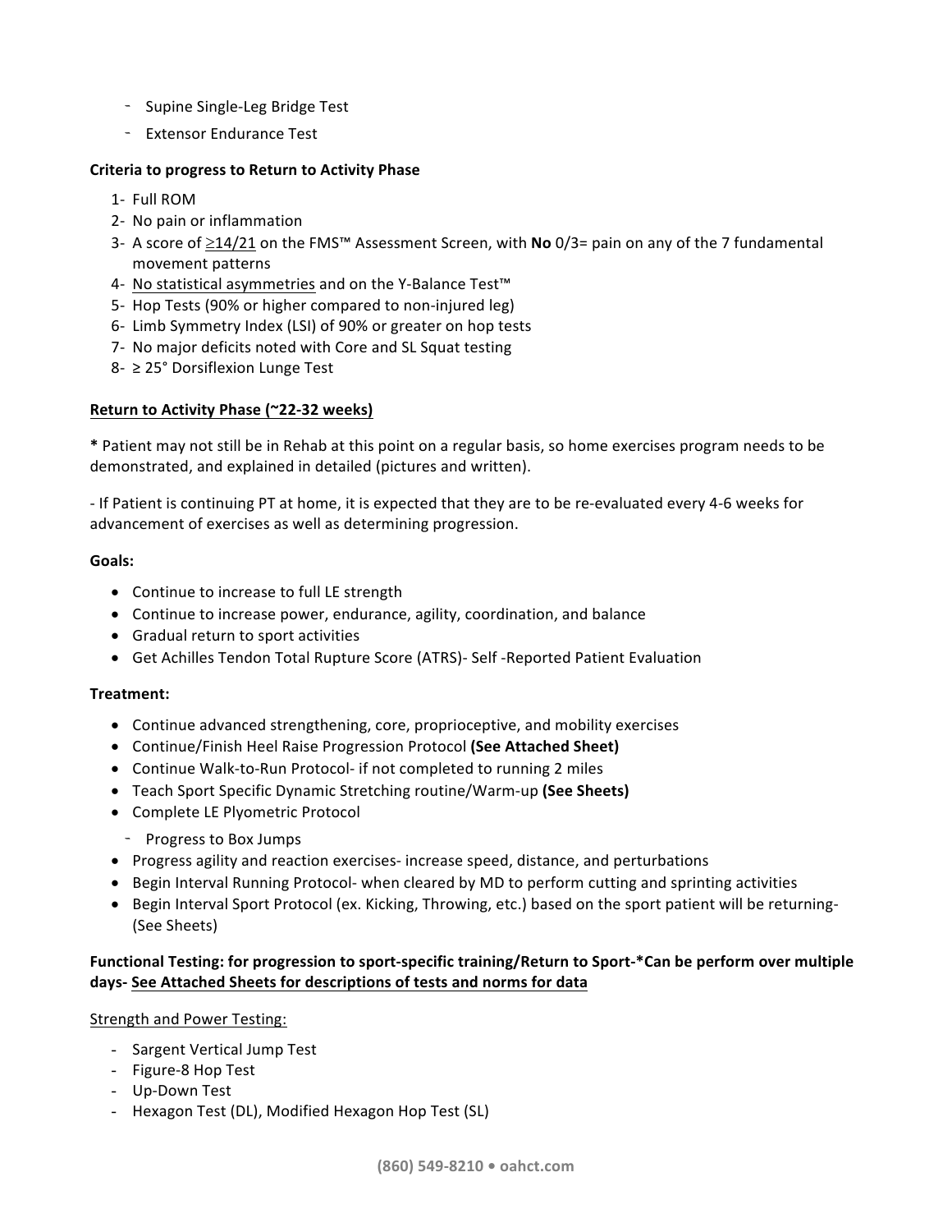- Supine Single-Leg Bridge Test
- Extensor Endurance Test

**Criteria to progress to Return to Activity Phase**

1- Full ROM
2- No pain or inflammation
3- A score of ≥14/21 on the FMS™ Assessment Screen, with **No** 0/3= pain on any of the 7 fundamental movement patterns
4- No statistical asymmetries and on the Y-Balance Test™
5- Hop Tests (90% or higher compared to non-injured leg)
6- Limb Symmetry Index (LSI) of 90% or greater on hop tests
7- No major deficits noted with Core and SL Squat testing
8- ≥ 25° Dorsiflexion Lunge Test

**Return to Activity Phase (~22-32 weeks)**

**\*** Patient may not still be in Rehab at this point on a regular basis, so home exercises program needs to be demonstrated, and explained in detailed (pictures and written).

- If Patient is continuing PT at home, it is expected that they are to be re-evaluated every 4-6 weeks for advancement of exercises as well as determining progression.

**Goals:**

- Continue to increase to full LE strength
- Continue to increase power, endurance, agility, coordination, and balance
- Gradual return to sport activities
- Get Achilles Tendon Total Rupture Score (ATRS)- Self -Reported Patient Evaluation

**Treatment:**

- Continue advanced strengthening, core, proprioceptive, and mobility exercises
- Continue/Finish Heel Raise Progression Protocol **(See Attached Sheet)**
- Continue Walk-to-Run Protocol- if not completed to running 2 miles
- Teach Sport Specific Dynamic Stretching routine/Warm-up **(See Sheets)**
- Complete LE Plyometric Protocol
  - Progress to Box Jumps
- Progress agility and reaction exercises- increase speed, distance, and perturbations
- Begin Interval Running Protocol- when cleared by MD to perform cutting and sprinting activities
- Begin Interval Sport Protocol (ex. Kicking, Throwing, etc.) based on the sport patient will be returning- (See Sheets)

**Functional Testing: for progression to sport-specific training/Return to Sport-\*Can be perform over multiple days- See Attached Sheets for descriptions of tests and norms for data**

Strength and Power Testing:

- Sargent Vertical Jump Test
- Figure-8 Hop Test
- Up-Down Test
- Hexagon Test (DL), Modified Hexagon Hop Test (SL)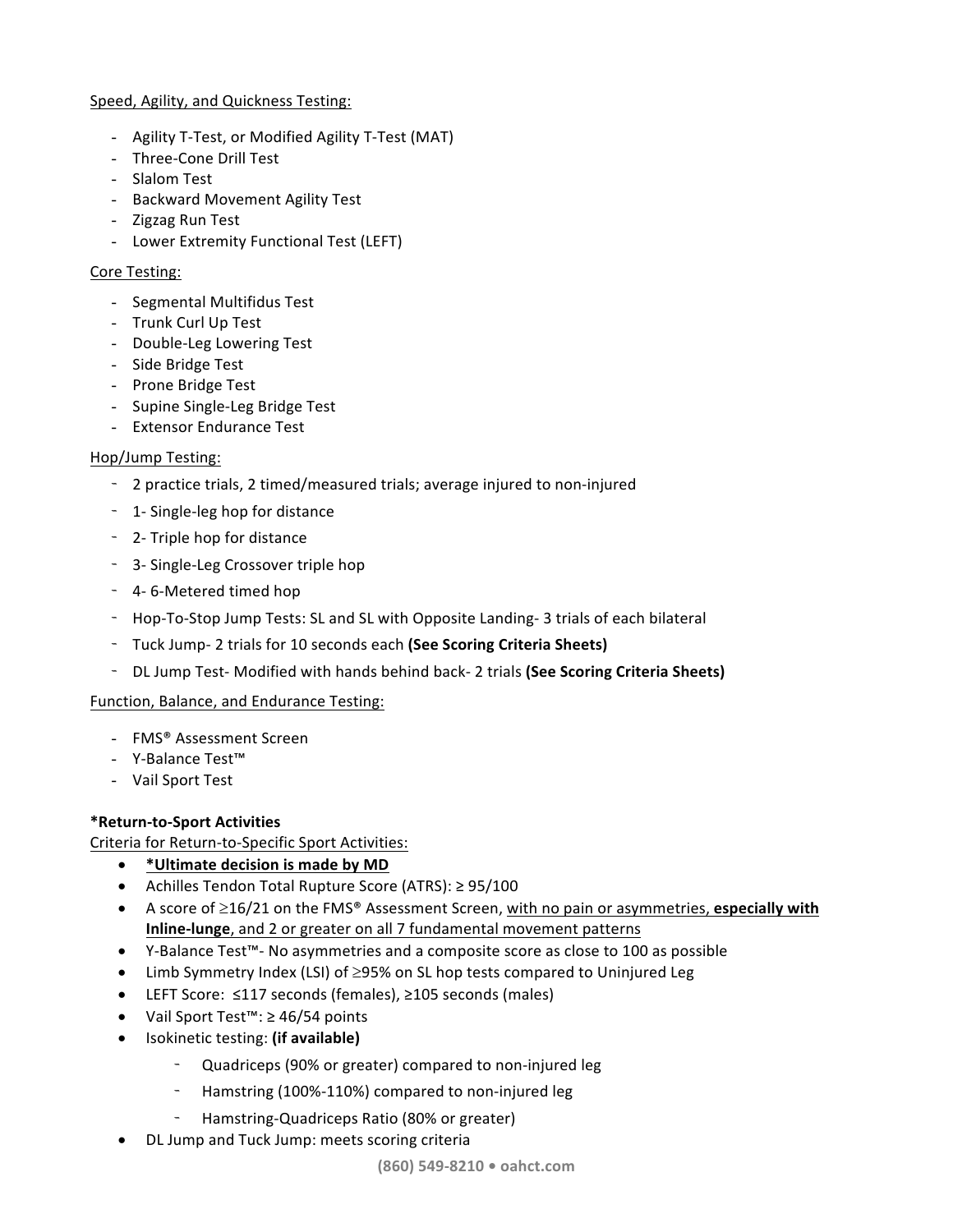Speed, Agility, and Quickness Testing:

- Agility T-Test, or Modified Agility T-Test (MAT)
- Three-Cone Drill Test
- Slalom Test
- Backward Movement Agility Test
- Zigzag Run Test
- Lower Extremity Functional Test (LEFT)

Core Testing:

- Segmental Multifidus Test
- Trunk Curl Up Test
- Double-Leg Lowering Test
- Side Bridge Test
- Prone Bridge Test
- Supine Single-Leg Bridge Test
- Extensor Endurance Test

Hop/Jump Testing:

- 2 practice trials, 2 timed/measured trials; average injured to non-injured
- 1- Single-leg hop for distance
- 2- Triple hop for distance
- 3- Single-Leg Crossover triple hop
- 4- 6-Metered timed hop
- Hop-To-Stop Jump Tests: SL and SL with Opposite Landing- 3 trials of each bilateral
- Tuck Jump- 2 trials for 10 seconds each **(See Scoring Criteria Sheets)**
- DL Jump Test- Modified with hands behind back- 2 trials **(See Scoring Criteria Sheets)**

Function, Balance, and Endurance Testing:

- FMS® Assessment Screen
- Y-Balance Test™
- Vail Sport Test

**\*Return-to-Sport Activities**

Criteria for Return-to-Specific Sport Activities:

- **\*Ultimate decision is made by MD**
- Achilles Tendon Total Rupture Score (ATRS): ≥ 95/100
- A score of ≥16/21 on the FMS® Assessment Screen, with no pain or asymmetries, **especially with Inline-lunge**, and 2 or greater on all 7 fundamental movement patterns
- Y-Balance Test™- No asymmetries and a composite score as close to 100 as possible
- Limb Symmetry Index (LSI) of ≥95% on SL hop tests compared to Uninjured Leg
- LEFT Score: ≤117 seconds (females), ≥105 seconds (males)
- Vail Sport Test™: ≥ 46/54 points
- Isokinetic testing: **(if available)**
  - Quadriceps (90% or greater) compared to non-injured leg
  - Hamstring (100%-110%) compared to non-injured leg
  - Hamstring-Quadriceps Ratio (80% or greater)
- DL Jump and Tuck Jump: meets scoring criteria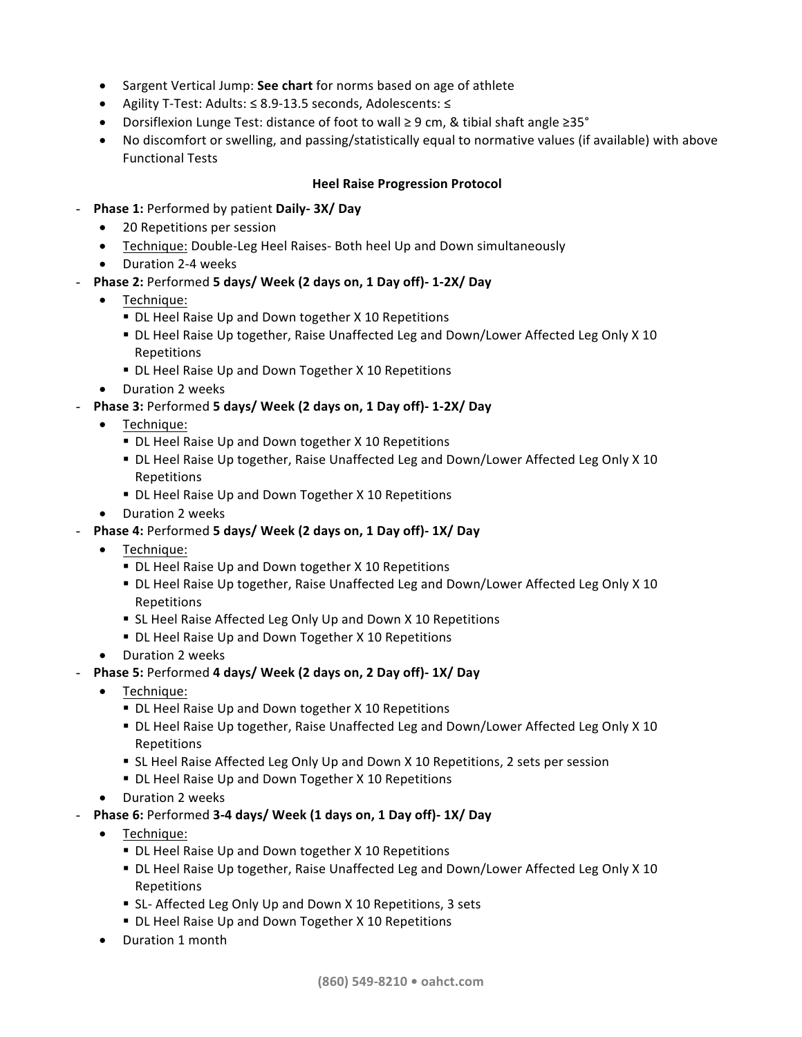- Sargent Vertical Jump: **See chart** for norms based on age of athlete
- Agility T-Test: Adults: ≤ 8.9-13.5 seconds, Adolescents: ≤
- Dorsiflexion Lunge Test: distance of foot to wall ≥ 9 cm, & tibial shaft angle ≥35°
- No discomfort or swelling, and passing/statistically equal to normative values (if available) with above Functional Tests

**Heel Raise Progression Protocol**

- **Phase 1:** Performed by patient **Daily- 3X/ Day**
  - 20 Repetitions per session
  - Technique: Double-Leg Heel Raises- Both heel Up and Down simultaneously
  - Duration 2-4 weeks
- **Phase 2:** Performed **5 days/ Week (2 days on, 1 Day off)- 1-2X/ Day**
  - Technique:
    - DL Heel Raise Up and Down together X 10 Repetitions
    - DL Heel Raise Up together, Raise Unaffected Leg and Down/Lower Affected Leg Only X 10 Repetitions
    - DL Heel Raise Up and Down Together X 10 Repetitions
  - Duration 2 weeks
- **Phase 3:** Performed **5 days/ Week (2 days on, 1 Day off)- 1-2X/ Day**
  - Technique:
    - DL Heel Raise Up and Down together X 10 Repetitions
    - DL Heel Raise Up together, Raise Unaffected Leg and Down/Lower Affected Leg Only X 10 Repetitions
    - DL Heel Raise Up and Down Together X 10 Repetitions
  - Duration 2 weeks
- **Phase 4:** Performed **5 days/ Week (2 days on, 1 Day off)- 1X/ Day**
  - Technique:
    - DL Heel Raise Up and Down together X 10 Repetitions
    - DL Heel Raise Up together, Raise Unaffected Leg and Down/Lower Affected Leg Only X 10 Repetitions
    - SL Heel Raise Affected Leg Only Up and Down X 10 Repetitions
    - DL Heel Raise Up and Down Together X 10 Repetitions
  - Duration 2 weeks
- **Phase 5:** Performed **4 days/ Week (2 days on, 2 Day off)- 1X/ Day**
  - Technique:
    - DL Heel Raise Up and Down together X 10 Repetitions
    - DL Heel Raise Up together, Raise Unaffected Leg and Down/Lower Affected Leg Only X 10 Repetitions
    - SL Heel Raise Affected Leg Only Up and Down X 10 Repetitions, 2 sets per session
    - DL Heel Raise Up and Down Together X 10 Repetitions
  - Duration 2 weeks
- **Phase 6:** Performed **3-4 days/ Week (1 days on, 1 Day off)- 1X/ Day**
  - Technique:
    - DL Heel Raise Up and Down together X 10 Repetitions
    - DL Heel Raise Up together, Raise Unaffected Leg and Down/Lower Affected Leg Only X 10 Repetitions
    - SL- Affected Leg Only Up and Down X 10 Repetitions, 3 sets
    - DL Heel Raise Up and Down Together X 10 Repetitions
  - Duration 1 month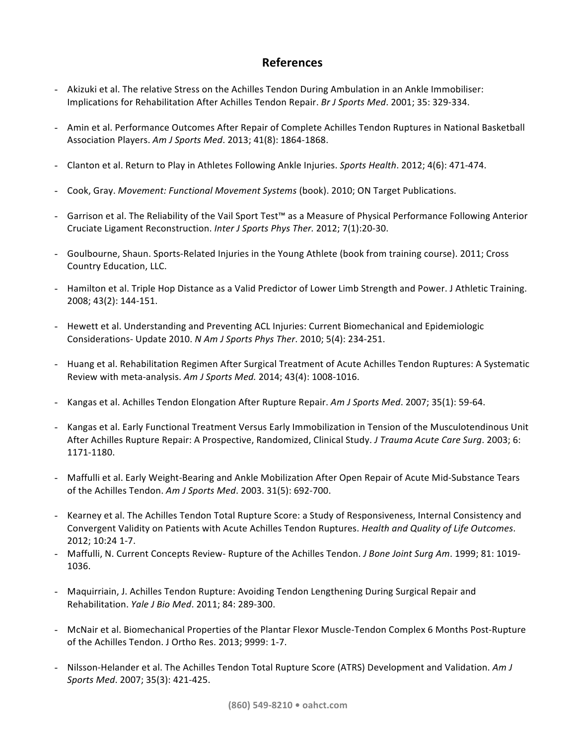## References

- Akizuki et al. The relative Stress on the Achilles Tendon During Ambulation in an Ankle Immobiliser: Implications for Rehabilitation After Achilles Tendon Repair. *Br J Sports Med*. 2001; 35: 329-334.

- Amin et al. Performance Outcomes After Repair of Complete Achilles Tendon Ruptures in National Basketball Association Players. *Am J Sports Med*. 2013; 41(8): 1864-1868.

- Clanton et al. Return to Play in Athletes Following Ankle Injuries. *Sports Health*. 2012; 4(6): 471-474.

- Cook, Gray. *Movement: Functional Movement Systems* (book). 2010; ON Target Publications.

- Garrison et al. The Reliability of the Vail Sport Test™ as a Measure of Physical Performance Following Anterior Cruciate Ligament Reconstruction. *Inter J Sports Phys Ther*. 2012; 7(1):20-30.

- Goulbourne, Shaun. Sports-Related Injuries in the Young Athlete (book from training course). 2011; Cross Country Education, LLC.

- Hamilton et al. Triple Hop Distance as a Valid Predictor of Lower Limb Strength and Power. J Athletic Training. 2008; 43(2): 144-151.

- Hewett et al. Understanding and Preventing ACL Injuries: Current Biomechanical and Epidemiologic Considerations- Update 2010. *N Am J Sports Phys Ther*. 2010; 5(4): 234-251.

- Huang et al. Rehabilitation Regimen After Surgical Treatment of Acute Achilles Tendon Ruptures: A Systematic Review with meta-analysis. *Am J Sports Med.* 2014; 43(4): 1008-1016.

- Kangas et al. Achilles Tendon Elongation After Rupture Repair. *Am J Sports Med*. 2007; 35(1): 59-64.

- Kangas et al. Early Functional Treatment Versus Early Immobilization in Tension of the Musculotendinous Unit After Achilles Rupture Repair: A Prospective, Randomized, Clinical Study. *J Trauma Acute Care Surg*. 2003; 6: 1171-1180.

- Maffulli et al. Early Weight-Bearing and Ankle Mobilization After Open Repair of Acute Mid-Substance Tears of the Achilles Tendon. *Am J Sports Med*. 2003. 31(5): 692-700.

- Kearney et al. The Achilles Tendon Total Rupture Score: a Study of Responsiveness, Internal Consistency and Convergent Validity on Patients with Acute Achilles Tendon Ruptures. *Health and Quality of Life Outcomes*. 2012; 10:24 1-7.
- Maffulli, N. Current Concepts Review- Rupture of the Achilles Tendon. *J Bone Joint Surg Am*. 1999; 81: 1019-1036.

- Maquirriain, J. Achilles Tendon Rupture: Avoiding Tendon Lengthening During Surgical Repair and Rehabilitation. *Yale J Bio Med*. 2011; 84: 289-300.

- McNair et al. Biomechanical Properties of the Plantar Flexor Muscle-Tendon Complex 6 Months Post-Rupture of the Achilles Tendon. J Ortho Res. 2013; 9999: 1-7.

- Nilsson-Helander et al. The Achilles Tendon Total Rupture Score (ATRS) Development and Validation. *Am J Sports Med*. 2007; 35(3): 421-425.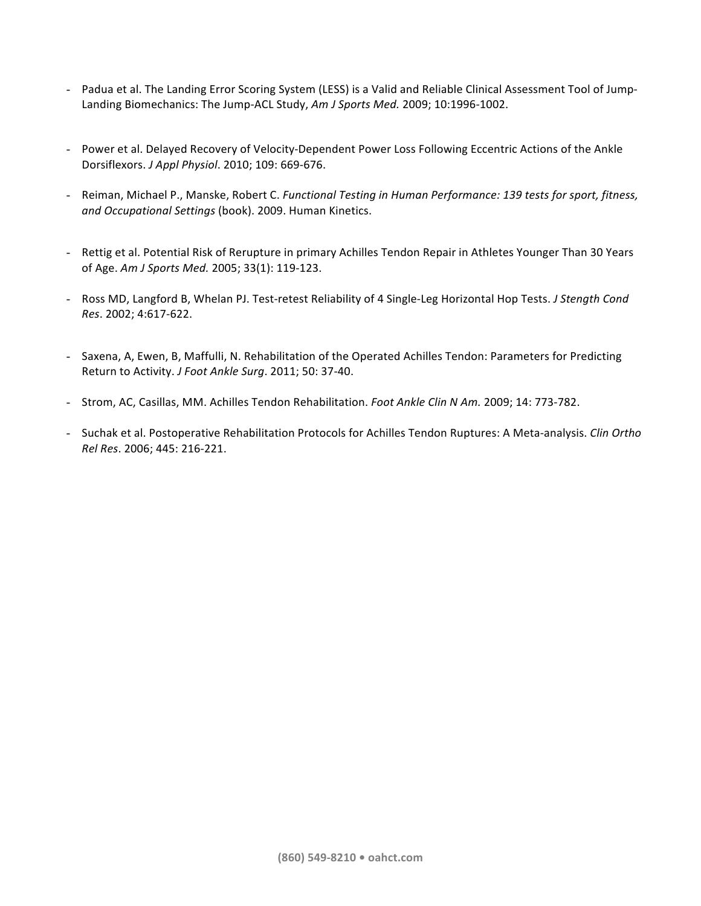- Padua et al. The Landing Error Scoring System (LESS) is a Valid and Reliable Clinical Assessment Tool of Jump-Landing Biomechanics: The Jump-ACL Study, *Am J Sports Med.* 2009; 10:1996-1002.

- Power et al. Delayed Recovery of Velocity-Dependent Power Loss Following Eccentric Actions of the Ankle Dorsiflexors. *J Appl Physiol*. 2010; 109: 669-676.

- Reiman, Michael P., Manske, Robert C. *Functional Testing in Human Performance: 139 tests for sport, fitness, and Occupational Settings* (book). 2009. Human Kinetics.

- Rettig et al. Potential Risk of Rerupture in primary Achilles Tendon Repair in Athletes Younger Than 30 Years of Age. *Am J Sports Med.* 2005; 33(1): 119-123.

- Ross MD, Langford B, Whelan PJ. Test-retest Reliability of 4 Single-Leg Horizontal Hop Tests. *J Stength Cond Res*. 2002; 4:617-622.

- Saxena, A, Ewen, B, Maffulli, N. Rehabilitation of the Operated Achilles Tendon: Parameters for Predicting Return to Activity. *J Foot Ankle Surg*. 2011; 50: 37-40.

- Strom, AC, Casillas, MM. Achilles Tendon Rehabilitation. *Foot Ankle Clin N Am.* 2009; 14: 773-782.

- Suchak et al. Postoperative Rehabilitation Protocols for Achilles Tendon Ruptures: A Meta-analysis. *Clin Ortho Rel Res*. 2006; 445: 216-221.